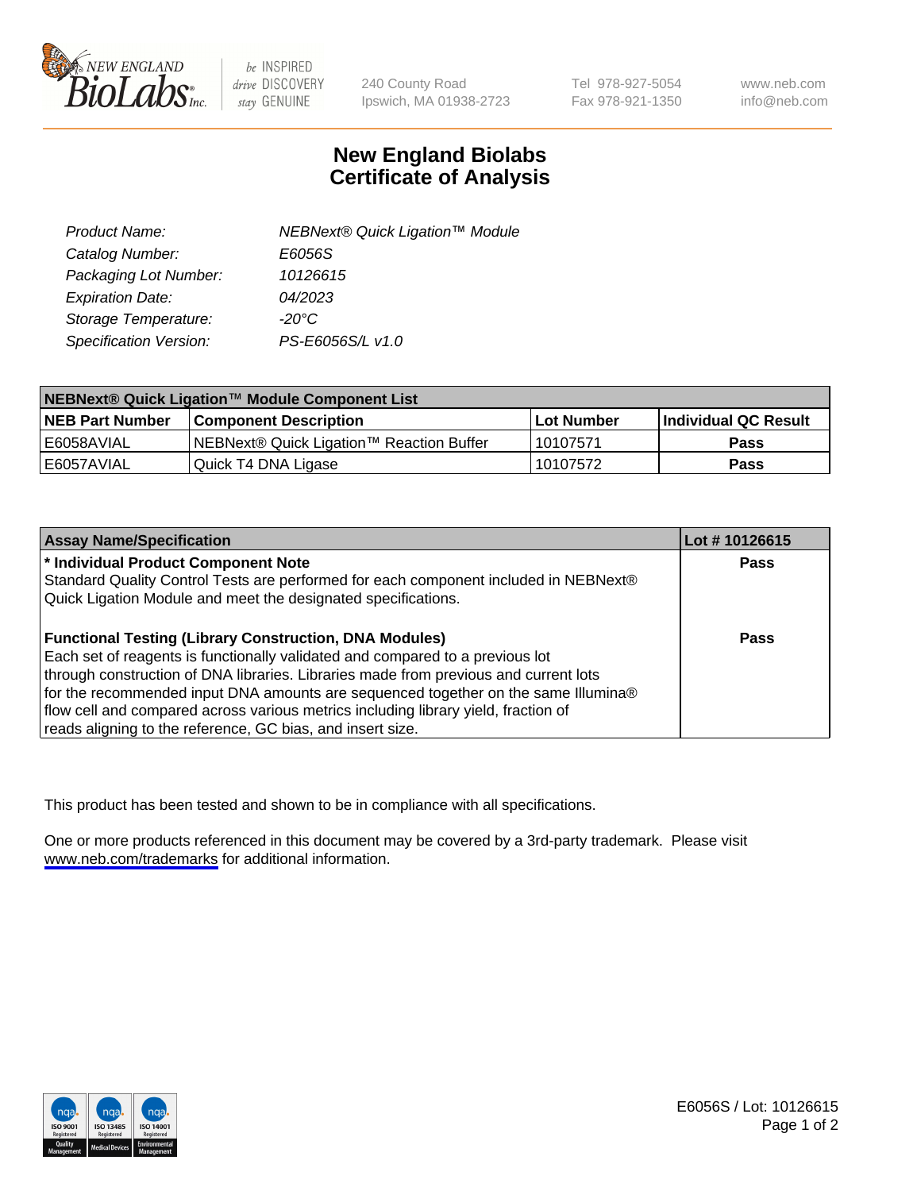# New England Biolabs Certificate of Analysis

| | |
|---|---|
| Product Name: | NEBNext® Quick Ligation™ Module |
| Catalog Number: | E6056S |
| Packaging Lot Number: | 10126615 |
| Expiration Date: | 04/2023 |
| Storage Temperature: | -20°C |
| Specification Version: | PS-E6056S/L v1.0 |

| NEBNext® Quick Ligation™ Module Component List | | | |
|---|---|---|---|
| **NEB Part Number** | **Component Description** | **Lot Number** | **Individual QC Result** |
| E6058AVIAL | NEBNext® Quick Ligation™ Reaction Buffer | 10107571 | **Pass** |
| E6057AVIAL | Quick T4 DNA Ligase | 10107572 | **Pass** |

| Assay Name/Specification | Lot # 10126615 |
|---|---|
| **\* Individual Product Component Note**<br>Standard Quality Control Tests are performed for each component included in NEBNext® Quick Ligation Module and meet the designated specifications. | **Pass** |
| **Functional Testing (Library Construction, DNA Modules)**<br>Each set of reagents is functionally validated and compared to a previous lot through construction of DNA libraries. Libraries made from previous and current lots for the recommended input DNA amounts are sequenced together on the same Illumina® flow cell and compared across various metrics including library yield, fraction of reads aligning to the reference, GC bias, and insert size. | **Pass** |

This product has been tested and shown to be in compliance with all specifications.

One or more products referenced in this document may be covered by a 3rd-party trademark. Please visit www.neb.com/trademarks for additional information.

E6056S / Lot: 10126615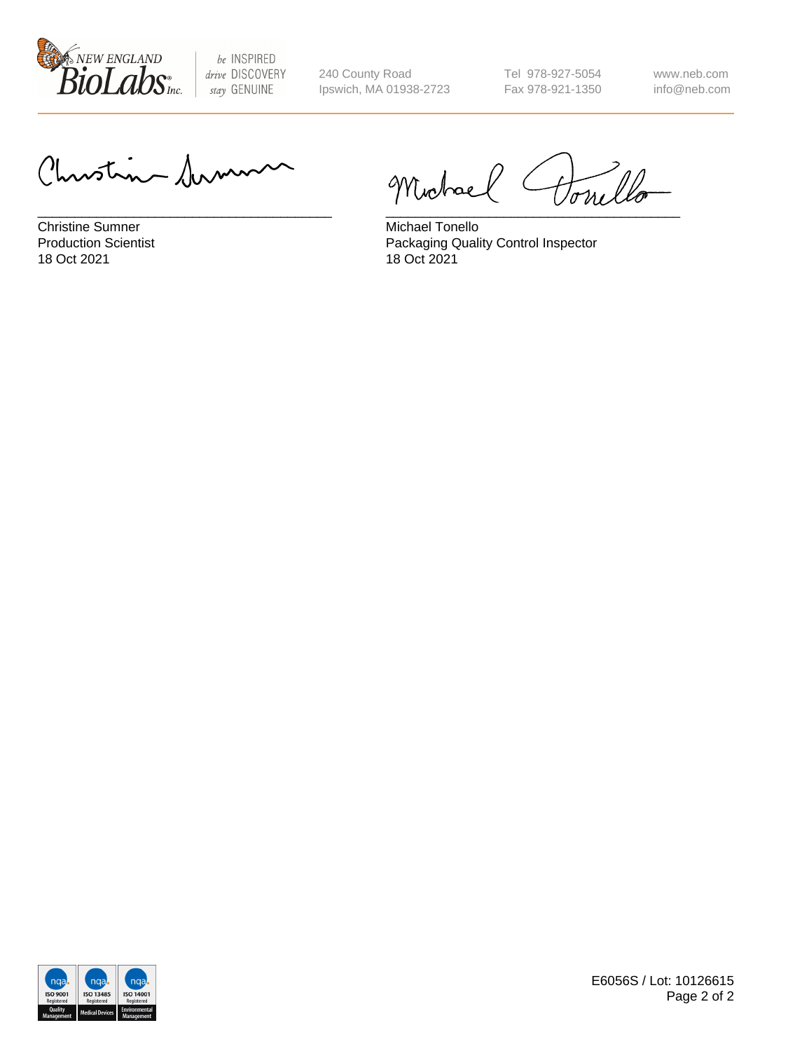Christine Sumner
Production Scientist
18 Oct 2021

Michael Tonello
Packaging Quality Control Inspector
18 Oct 2021

E6056S / Lot: 10126615